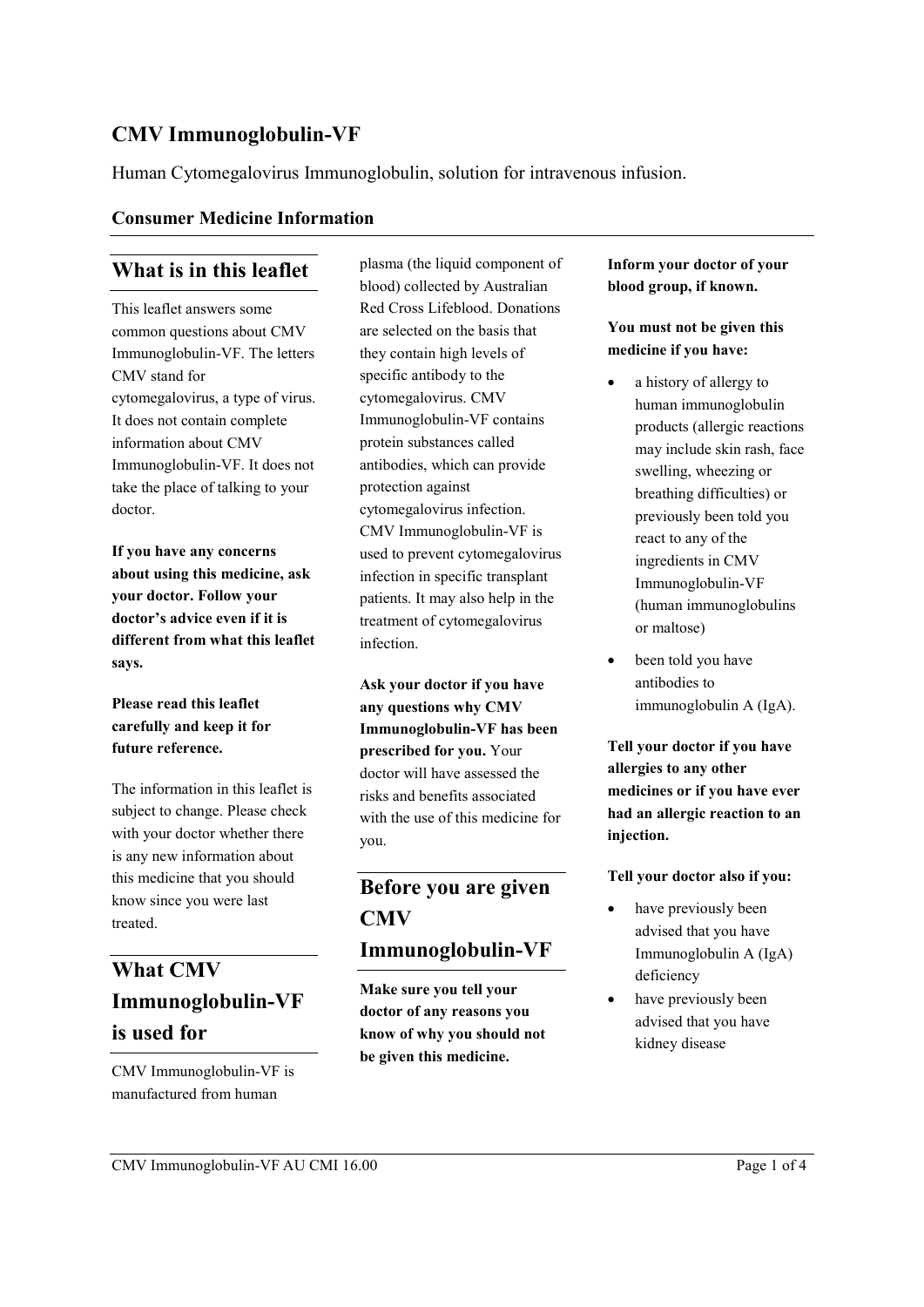# CMV Immunoglobulin-VF

Human Cytomegalovirus Immunoglobulin, solution for intravenous infusion.

### Consumer Medicine Information

## What is in this leaflet

This leaflet answers some common questions about CMV Immunoglobulin-VF. The letters CMV stand for cytomegalovirus, a type of virus. It does not contain complete information about CMV Immunoglobulin-VF. It does not take the place of talking to your doctor.

**If you have any concerns about using this medicine, ask your doctor. Follow your doctor's advice even if it is different from what this leaflet says.**

**Please read this leaflet carefully and keep it for future reference.**

The information in this leaflet is subject to change. Please check with your doctor whether there is any new information about this medicine that you should know since you were last treated.

## What CMV Immunoglobulin-VF is used for

CMV Immunoglobulin-VF is manufactured from human plasma (the liquid component of blood) collected by Australian Red Cross Lifeblood. Donations are selected on the basis that they contain high levels of specific antibody to the cytomegalovirus. CMV Immunoglobulin-VF contains protein substances called antibodies, which can provide protection against cytomegalovirus infection. CMV Immunoglobulin-VF is used to prevent cytomegalovirus infection in specific transplant patients. It may also help in the treatment of cytomegalovirus infection.

**Ask your doctor if you have any questions why CMV Immunoglobulin-VF has been prescribed for you.** Your doctor will have assessed the risks and benefits associated with the use of this medicine for you.

## Before you are given CMV Immunoglobulin-VF

**Make sure you tell your doctor of any reasons you know of why you should not be given this medicine.**

**Inform your doctor of your blood group, if known.**

**You must not be given this medicine if you have:**

- a history of allergy to human immunoglobulin products (allergic reactions may include skin rash, face swelling, wheezing or breathing difficulties) or previously been told you react to any of the ingredients in CMV Immunoglobulin-VF (human immunoglobulins or maltose)
- been told you have antibodies to immunoglobulin A (IgA).

**Tell your doctor if you have allergies to any other medicines or if you have ever had an allergic reaction to an injection.**

**Tell your doctor also if you:**

- have previously been advised that you have Immunoglobulin A (IgA) deficiency
- have previously been advised that you have kidney disease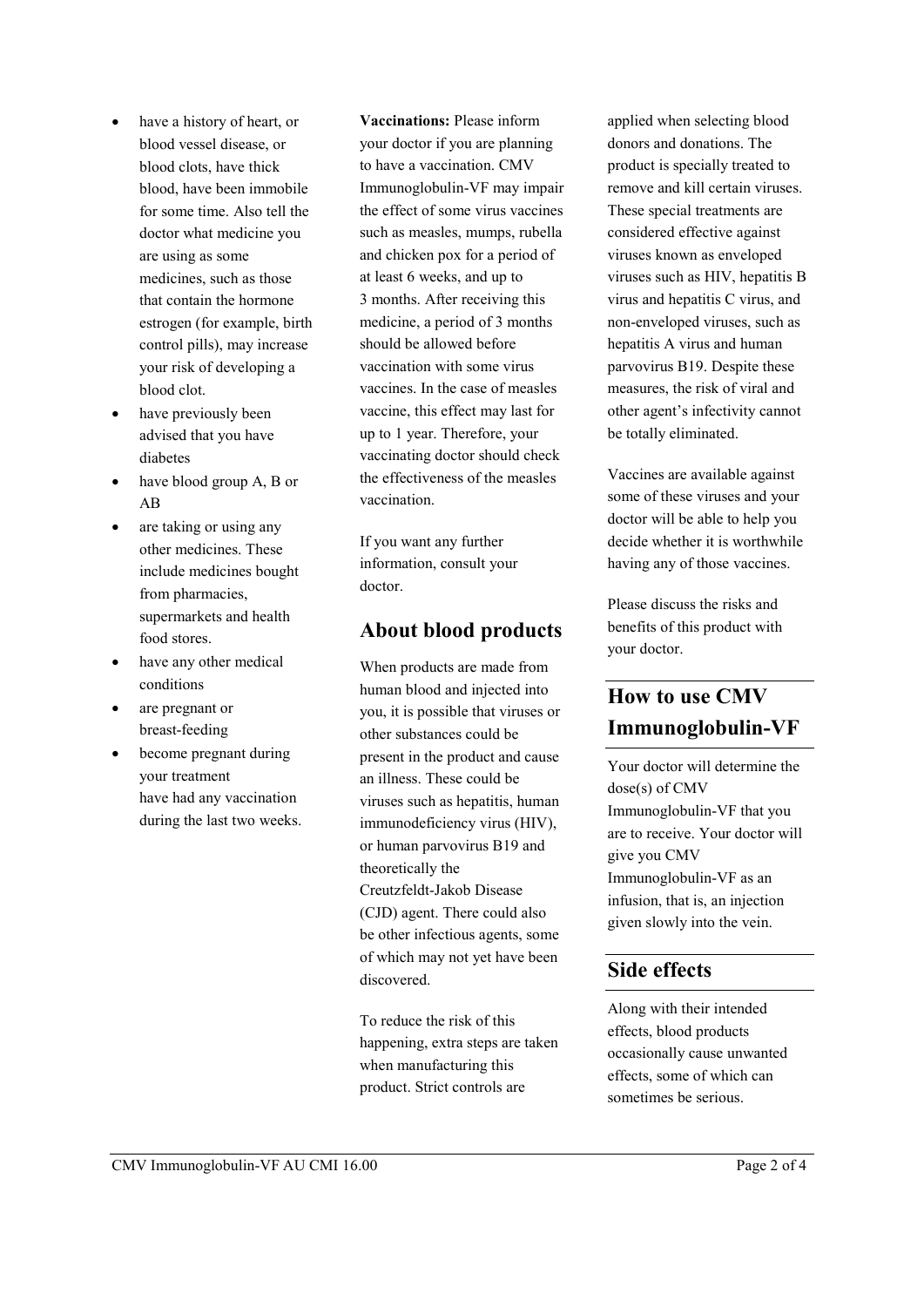- have a history of heart, or blood vessel disease, or blood clots, have thick blood, have been immobile for some time. Also tell the doctor what medicine you are using as some medicines, such as those that contain the hormone estrogen (for example, birth control pills), may increase your risk of developing a blood clot.
- have previously been advised that you have diabetes
- have blood group A, B or AB
- are taking or using any other medicines. These include medicines bought from pharmacies, supermarkets and health food stores.
- have any other medical conditions
- are pregnant or breast-feeding
- become pregnant during your treatment
  have had any vaccination during the last two weeks.

**Vaccinations:** Please inform your doctor if you are planning to have a vaccination. CMV Immunoglobulin-VF may impair the effect of some virus vaccines such as measles, mumps, rubella and chicken pox for a period of at least 6 weeks, and up to 3 months. After receiving this medicine, a period of 3 months should be allowed before vaccination with some virus vaccines. In the case of measles vaccine, this effect may last for up to 1 year. Therefore, your vaccinating doctor should check the effectiveness of the measles vaccination.

If you want any further information, consult your doctor.

## About blood products

When products are made from human blood and injected into you, it is possible that viruses or other substances could be present in the product and cause an illness. These could be viruses such as hepatitis, human immunodeficiency virus (HIV), or human parvovirus B19 and theoretically the Creutzfeldt-Jakob Disease (CJD) agent. There could also be other infectious agents, some of which may not yet have been discovered.

To reduce the risk of this happening, extra steps are taken when manufacturing this product. Strict controls are applied when selecting blood donors and donations. The product is specially treated to remove and kill certain viruses. These special treatments are considered effective against viruses known as enveloped viruses such as HIV, hepatitis B virus and hepatitis C virus, and non-enveloped viruses, such as hepatitis A virus and human parvovirus B19. Despite these measures, the risk of viral and other agent's infectivity cannot be totally eliminated.

Vaccines are available against some of these viruses and your doctor will be able to help you decide whether it is worthwhile having any of those vaccines.

Please discuss the risks and benefits of this product with your doctor.

## How to use CMV Immunoglobulin-VF

Your doctor will determine the dose(s) of CMV Immunoglobulin-VF that you are to receive. Your doctor will give you CMV Immunoglobulin-VF as an infusion, that is, an injection given slowly into the vein.

## Side effects

Along with their intended effects, blood products occasionally cause unwanted effects, some of which can sometimes be serious.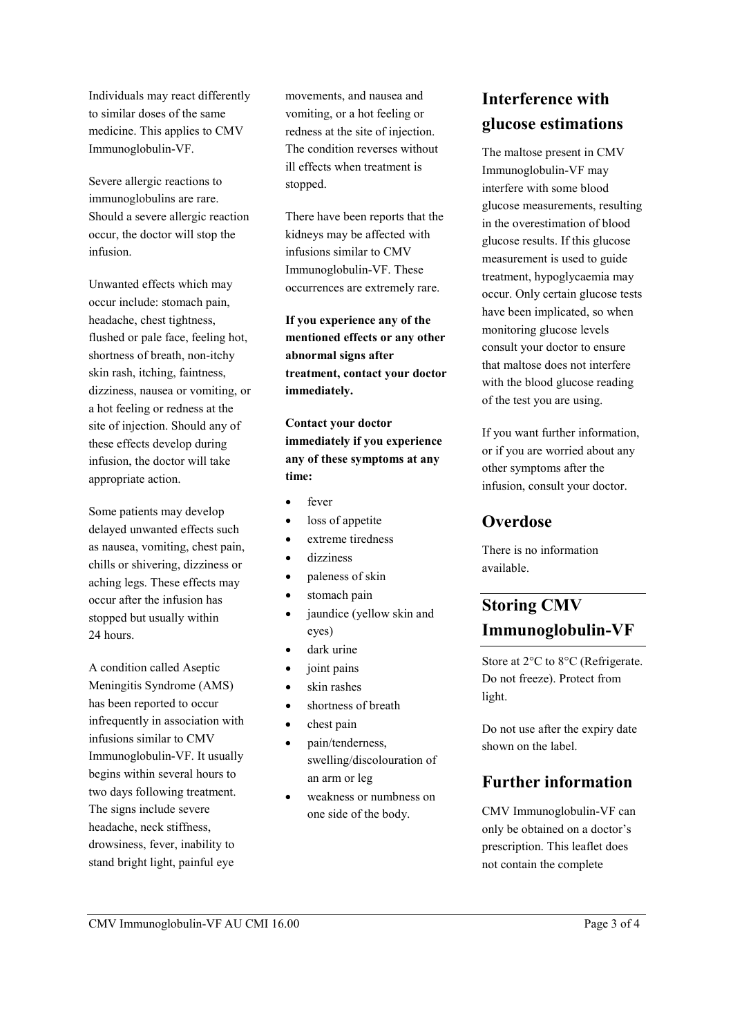Individuals may react differently to similar doses of the same medicine. This applies to CMV Immunoglobulin-VF.

Severe allergic reactions to immunoglobulins are rare. Should a severe allergic reaction occur, the doctor will stop the infusion.

Unwanted effects which may occur include: stomach pain, headache, chest tightness, flushed or pale face, feeling hot, shortness of breath, non-itchy skin rash, itching, faintness, dizziness, nausea or vomiting, or a hot feeling or redness at the site of injection. Should any of these effects develop during infusion, the doctor will take appropriate action.

Some patients may develop delayed unwanted effects such as nausea, vomiting, chest pain, chills or shivering, dizziness or aching legs. These effects may occur after the infusion has stopped but usually within 24 hours.

A condition called Aseptic Meningitis Syndrome (AMS) has been reported to occur infrequently in association with infusions similar to CMV Immunoglobulin-VF. It usually begins within several hours to two days following treatment. The signs include severe headache, neck stiffness, drowsiness, fever, inability to stand bright light, painful eye movements, and nausea and vomiting, or a hot feeling or redness at the site of injection. The condition reverses without ill effects when treatment is stopped.

There have been reports that the kidneys may be affected with infusions similar to CMV Immunoglobulin-VF. These occurrences are extremely rare.

**If you experience any of the mentioned effects or any other abnormal signs after treatment, contact your doctor immediately.**

**Contact your doctor immediately if you experience any of these symptoms at any time:**

- fever
- loss of appetite
- extreme tiredness
- dizziness
- paleness of skin
- stomach pain
- jaundice (yellow skin and eyes)
- dark urine
- joint pains
- skin rashes
- shortness of breath
- chest pain
- pain/tenderness, swelling/discolouration of an arm or leg
- weakness or numbness on one side of the body.

## Interference with glucose estimations

The maltose present in CMV Immunoglobulin-VF may interfere with some blood glucose measurements, resulting in the overestimation of blood glucose results. If this glucose measurement is used to guide treatment, hypoglycaemia may occur. Only certain glucose tests have been implicated, so when monitoring glucose levels consult your doctor to ensure that maltose does not interfere with the blood glucose reading of the test you are using.

If you want further information, or if you are worried about any other symptoms after the infusion, consult your doctor.

## Overdose

There is no information available.

## Storing CMV Immunoglobulin-VF

Store at 2°C to 8°C (Refrigerate. Do not freeze). Protect from light.

Do not use after the expiry date shown on the label.

## Further information

CMV Immunoglobulin-VF can only be obtained on a doctor's prescription. This leaflet does not contain the complete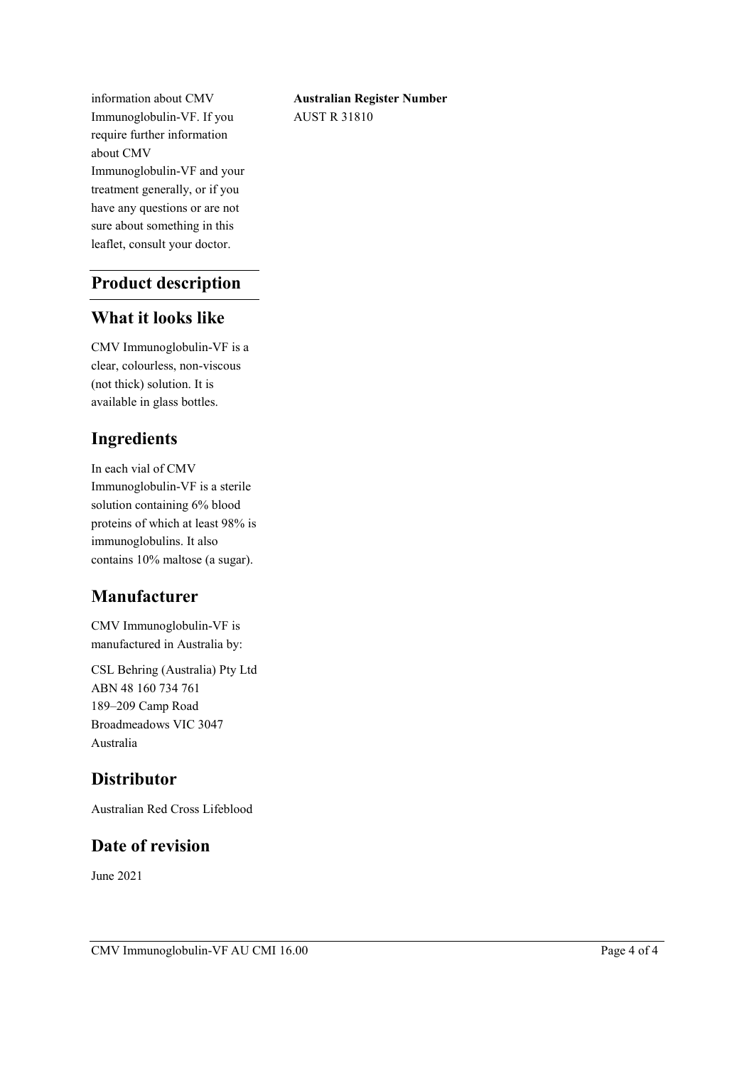information about CMV Immunoglobulin-VF. If you require further information about CMV Immunoglobulin-VF and your treatment generally, or if you have any questions or are not sure about something in this leaflet, consult your doctor.

# Product description

## What it looks like

CMV Immunoglobulin-VF is a clear, colourless, non-viscous (not thick) solution. It is available in glass bottles.

## Ingredients

In each vial of CMV Immunoglobulin-VF is a sterile solution containing 6% blood proteins of which at least 98% is immunoglobulins. It also contains 10% maltose (a sugar).

## Manufacturer

CMV Immunoglobulin-VF is manufactured in Australia by:

CSL Behring (Australia) Pty Ltd
ABN 48 160 734 761
189–209 Camp Road
Broadmeadows VIC 3047
Australia

## Distributor

Australian Red Cross Lifeblood

## Date of revision

June 2021

**Australian Register Number**
AUST R 31810